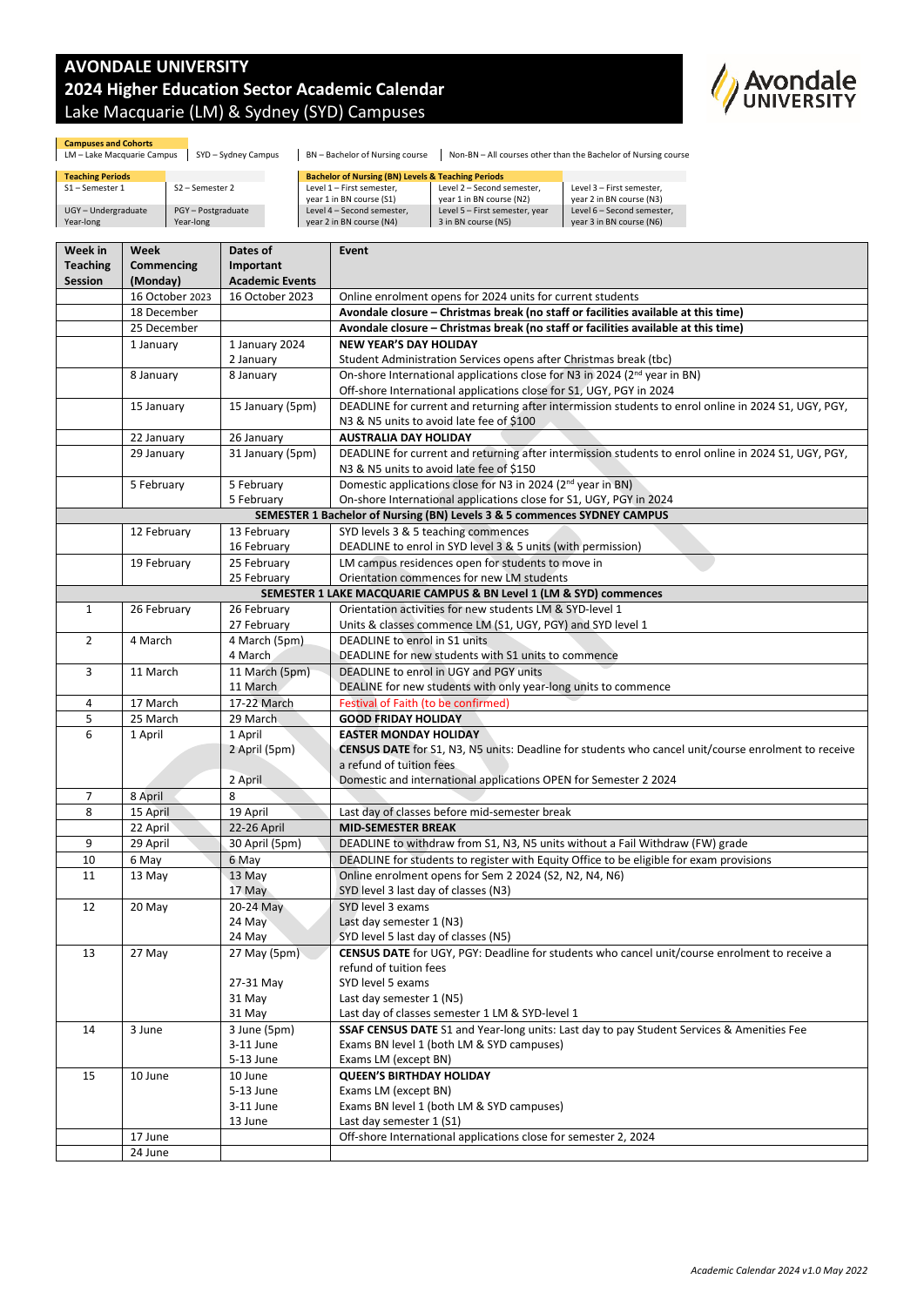# AVONDALE UNIVERSITY
## 2024 Higher Education Sector Academic Calendar
### Lake Macquarie (LM) & Sydney (SYD) Campuses

**Campuses and Cohorts**

LM – Lake Macquarie Campus | SYD – Sydney Campus | BN – Bachelor of Nursing course | Non-BN – All courses other than the Bachelor of Nursing course

| **Teaching Periods** | |
|---|---|
| S1 – Semester 1 | S2 – Semester 2 |
| UGY – Undergraduate Year-long | PGY – Postgraduate Year-long |

| **Bachelor of Nursing (BN) Levels & Teaching Periods** | | |
|---|---|---|
| Level 1 – First semester, year 1 in BN course (S1) | Level 2 – Second semester, year 1 in BN course (N2) | Level 3 – First semester, year 2 in BN course (N3) |
| Level 4 – Second semester, year 2 in BN course (N4) | Level 5 – First semester, year 3 in BN course (N5) | Level 6 – Second semester, year 3 in BN course (N6) |

| Week in Teaching Session | Week Commencing (Monday) | Dates of Important Academic Events | Event |
|---|---|---|---|
| | 16 October 2023 | 16 October 2023 | Online enrolment opens for 2024 units for current students |
| | 18 December | | **Avondale closure – Christmas break (no staff or facilities available at this time)** |
| | 25 December | | **Avondale closure – Christmas break (no staff or facilities available at this time)** |
| | 1 January | 1 January 2024<br>2 January | **NEW YEAR'S DAY HOLIDAY**<br>Student Administration Services opens after Christmas break (tbc) |
| | 8 January | 8 January | On-shore International applications close for N3 in 2024 (2nd year in BN)<br>Off-shore International applications close for S1, UGY, PGY in 2024 |
| | 15 January | 15 January (5pm) | DEADLINE for current and returning after intermission students to enrol online in 2024 S1, UGY, PGY, N3 & N5 units to avoid late fee of $100 |
| | 22 January | 26 January | **AUSTRALIA DAY HOLIDAY** |
| | 29 January | 31 January (5pm) | DEADLINE for current and returning after intermission students to enrol online in 2024 S1, UGY, PGY, N3 & N5 units to avoid late fee of $150 |
| | 5 February | 5 February<br>5 February | Domestic applications close for N3 in 2024 (2nd year in BN)<br>On-shore International applications close for S1, UGY, PGY in 2024 |
| | | | **SEMESTER 1 Bachelor of Nursing (BN) Levels 3 & 5 commences SYDNEY CAMPUS** |
| | 12 February | 13 February<br>16 February | SYD levels 3 & 5 teaching commences<br>DEADLINE to enrol in SYD level 3 & 5 units (with permission) |
| | 19 February | 25 February<br>25 February | LM campus residences open for students to move in<br>Orientation commences for new LM students |
| | | | **SEMESTER 1 LAKE MACQUARIE CAMPUS & BN Level 1 (LM & SYD) commences** |
| 1 | 26 February | 26 February<br>27 February | Orientation activities for new students LM & SYD-level 1<br>Units & classes commence LM (S1, UGY, PGY) and SYD level 1 |
| 2 | 4 March | 4 March (5pm)<br>4 March | DEADLINE to enrol in S1 units<br>DEADLINE for new students with S1 units to commence |
| 3 | 11 March | 11 March (5pm)<br>11 March | DEADLINE to enrol in UGY and PGY units<br>DEALINE for new students with only year-long units to commence |
| 4 | 17 March | 17-22 March | Festival of Faith (to be confirmed) |
| 5 | 25 March | 29 March | **GOOD FRIDAY HOLIDAY** |
| 6 | 1 April | 1 April<br>2 April (5pm)<br><br>2 April | **EASTER MONDAY HOLIDAY**<br>**CENSUS DATE** for S1, N3, N5 units: Deadline for students who cancel unit/course enrolment to receive a refund of tuition fees<br>Domestic and international applications OPEN for Semester 2 2024 |
| 7 | 8 April | 8 | |
| 8 | 15 April | 19 April | Last day of classes before mid-semester break |
| | 22 April | 22-26 April | **MID-SEMESTER BREAK** |
| 9 | 29 April | 30 April (5pm) | DEADLINE to withdraw from S1, N3, N5 units without a Fail Withdraw (FW) grade |
| 10 | 6 May | 6 May | DEADLINE for students to register with Equity Office to be eligible for exam provisions |
| 11 | 13 May | 13 May<br>17 May | Online enrolment opens for Sem 2 2024 (S2, N2, N4, N6)<br>SYD level 3 last day of classes (N3) |
| 12 | 20 May | 20-24 May<br>24 May<br>24 May | SYD level 3 exams<br>Last day semester 1 (N3)<br>SYD level 5 last day of classes (N5) |
| 13 | 27 May | 27 May (5pm)<br><br>27-31 May<br>31 May<br>31 May | **CENSUS DATE** for UGY, PGY: Deadline for students who cancel unit/course enrolment to receive a refund of tuition fees<br>SYD level 5 exams<br>Last day semester 1 (N5)<br>Last day of classes semester 1 LM & SYD-level 1 |
| 14 | 3 June | 3 June (5pm)<br>3-11 June<br>5-13 June | **SSAF CENSUS DATE** S1 and Year-long units: Last day to pay Student Services & Amenities Fee<br>Exams BN level 1 (both LM & SYD campuses)<br>Exams LM (except BN) |
| 15 | 10 June | 10 June<br>5-13 June<br>3-11 June<br>13 June | **QUEEN'S BIRTHDAY HOLIDAY**<br>Exams LM (except BN)<br>Exams BN level 1 (both LM & SYD campuses)<br>Last day semester 1 (S1) |
| | 17 June | | Off-shore International applications close for semester 2, 2024 |
| | 24 June | | |

*Academic Calendar 2024 v1.0 May 2022*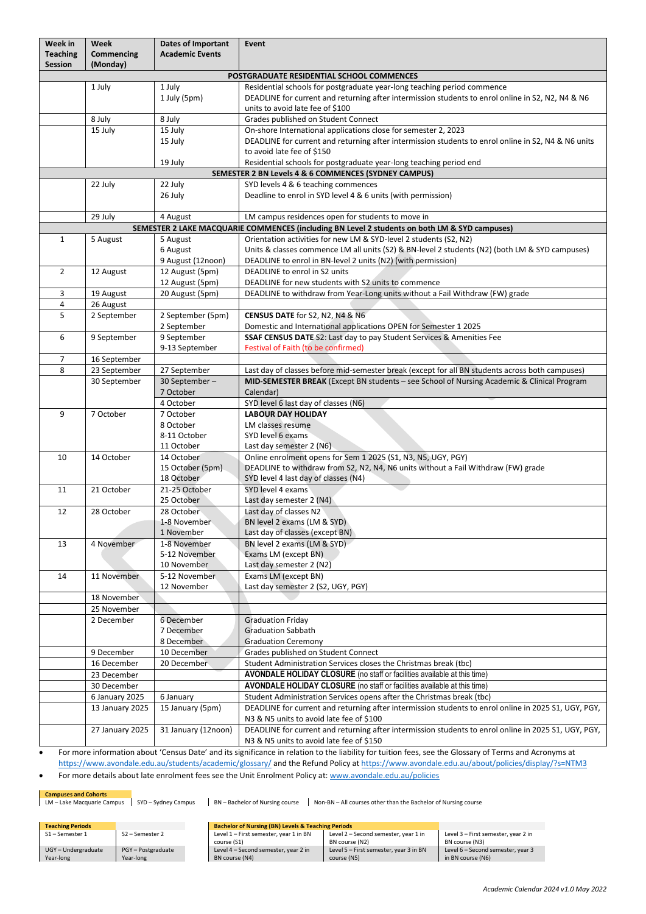| Week in Teaching Session | Week Commencing (Monday) | Dates of Important Academic Events | Event |
|---|---|---|---|
| **POSTGRADUATE RESIDENTIAL SCHOOL COMMENCES** | | | |
| | 1 July | 1 July<br>1 July (5pm) | Residential schools for postgraduate year-long teaching period commence<br>DEADLINE for current and returning after intermission students to enrol online in S2, N2, N4 & N6 units to avoid late fee of $100 |
| | 8 July | 8 July | Grades published on Student Connect |
| | 15 July | 15 July<br>15 July<br><br>19 July | On-shore International applications close for semester 2, 2023<br>DEADLINE for current and returning after intermission students to enrol online in S2, N4 & N6 units to avoid late fee of $150<br>Residential schools for postgraduate year-long teaching period end |
| **SEMESTER 2 BN Levels 4 & 6 COMMENCES (SYDNEY CAMPUS)** | | | |
| | 22 July | 22 July<br>26 July | SYD levels 4 & 6 teaching commences<br>Deadline to enrol in SYD level 4 & 6 units (with permission) |
| | 29 July | 4 August | LM campus residences open for students to move in |
| **SEMESTER 2 LAKE MACQUARIE COMMENCES (including BN Level 2 students on both LM & SYD campuses)** | | | |
| 1 | 5 August | 5 August<br>6 August<br>9 August (12noon) | Orientation activities for new LM & SYD-level 2 students (S2, N2)<br>Units & classes commence LM all units (S2) & BN-level 2 students (N2) (both LM & SYD campuses)<br>DEADLINE to enrol in BN-level 2 units (N2) (with permission) |
| 2 | 12 August | 12 August (5pm)<br>12 August (5pm) | DEADLINE to enrol in S2 units<br>DEADLINE for new students with S2 units to commence |
| 3 | 19 August | 20 August (5pm) | DEADLINE to withdraw from Year-Long units without a Fail Withdraw (FW) grade |
| 4 | 26 August | | |
| 5 | 2 September | 2 September (5pm)<br>2 September | **CENSUS DATE** for S2, N2, N4 & N6<br>Domestic and International applications OPEN for Semester 1 2025 |
| 6 | 9 September | 9 September<br>9-13 September | **SSAF CENSUS DATE** S2: Last day to pay Student Services & Amenities Fee<br>Festival of Faith (to be confirmed) |
| 7 | 16 September | | |
| 8 | 23 September | 27 September | Last day of classes before mid-semester break (except for all BN students across both campuses) |
| | 30 September | 30 September – 7 October<br>4 October | **MID-SEMESTER BREAK** (Except BN students – see School of Nursing Academic & Clinical Program Calendar)<br>SYD level 6 last day of classes (N6) |
| 9 | 7 October | 7 October<br>8 October<br>8-11 October<br>11 October | **LABOUR DAY HOLIDAY**<br>LM classes resume<br>SYD level 6 exams<br>Last day semester 2 (N6) |
| 10 | 14 October | 14 October<br>15 October (5pm)<br>18 October | Online enrolment opens for Sem 1 2025 (S1, N3, N5, UGY, PGY)<br>DEADLINE to withdraw from S2, N2, N4, N6 units without a Fail Withdraw (FW) grade<br>SYD level 4 last day of classes (N4) |
| 11 | 21 October | 21-25 October<br>25 October | SYD level 4 exams<br>Last day semester 2 (N4) |
| 12 | 28 October | 28 October<br>1-8 November<br>1 November | Last day of classes N2<br>BN level 2 exams (LM & SYD)<br>Last day of classes (except BN) |
| 13 | 4 November | 1-8 November<br>5-12 November<br>10 November | BN level 2 exams (LM & SYD)<br>Exams LM (except BN)<br>Last day semester 2 (N2) |
| 14 | 11 November | 5-12 November<br>12 November | Exams LM (except BN)<br>Last day semester 2 (S2, UGY, PGY) |
| | 18 November | | |
| | 25 November | | |
| | 2 December | 6 December<br>7 December<br>8 December | Graduation Friday<br>Graduation Sabbath<br>Graduation Ceremony |
| | 9 December | 10 December | Grades published on Student Connect |
| | 16 December | 20 December | Student Administration Services closes the Christmas break (tbc) |
| | 23 December | | **AVONDALE HOLIDAY CLOSURE** (no staff or facilities available at this time) |
| | 30 December | | **AVONDALE HOLIDAY CLOSURE** (no staff or facilities available at this time) |
| | 6 January 2025 | 6 January | Student Administration Services opens after the Christmas break (tbc) |
| | 13 January 2025 | 15 January (5pm) | DEADLINE for current and returning after intermission students to enrol online in 2025 S1, UGY, PGY, N3 & N5 units to avoid late fee of $100 |
| | 27 January 2025 | 31 January (12noon) | DEADLINE for current and returning after intermission students to enrol online in 2025 S1, UGY, PGY, N3 & N5 units to avoid late fee of $150 |

- For more information about 'Census Date' and its significance in relation to the liability for tuition fees, see the Glossary of Terms and Acronyms at https://www.avondale.edu.au/students/academic/glossary/ and the Refund Policy at https://www.avondale.edu.au/about/policies/display/?s=NTM3
- For more details about late enrolment fees see the Unit Enrolment Policy at: www.avondale.edu.au/policies

**Campuses and Cohorts**

LM – Lake Macquarie Campus | SYD – Sydney Campus | BN – Bachelor of Nursing course | Non-BN – All courses other than the Bachelor of Nursing course

| **Teaching Periods** | |
|---|---|
| S1 – Semester 1 | S2 – Semester 2 |
| UGY – Undergraduate Year-long | PGY – Postgraduate Year-long |

| **Bachelor of Nursing (BN) Levels & Teaching Periods** | | |
|---|---|---|
| Level 1 – First semester, year 1 in BN course (S1) | Level 2 – Second semester, year 1 in BN course (N2) | Level 3 – First semester, year 2 in BN course (N3) |
| Level 4 – Second semester, year 2 in BN course (N4) | Level 5 – First semester, year 3 in BN course (N5) | Level 6 – Second semester, year 3 in BN course (N6) |

*Academic Calendar 2024 v1.0 May 2022*